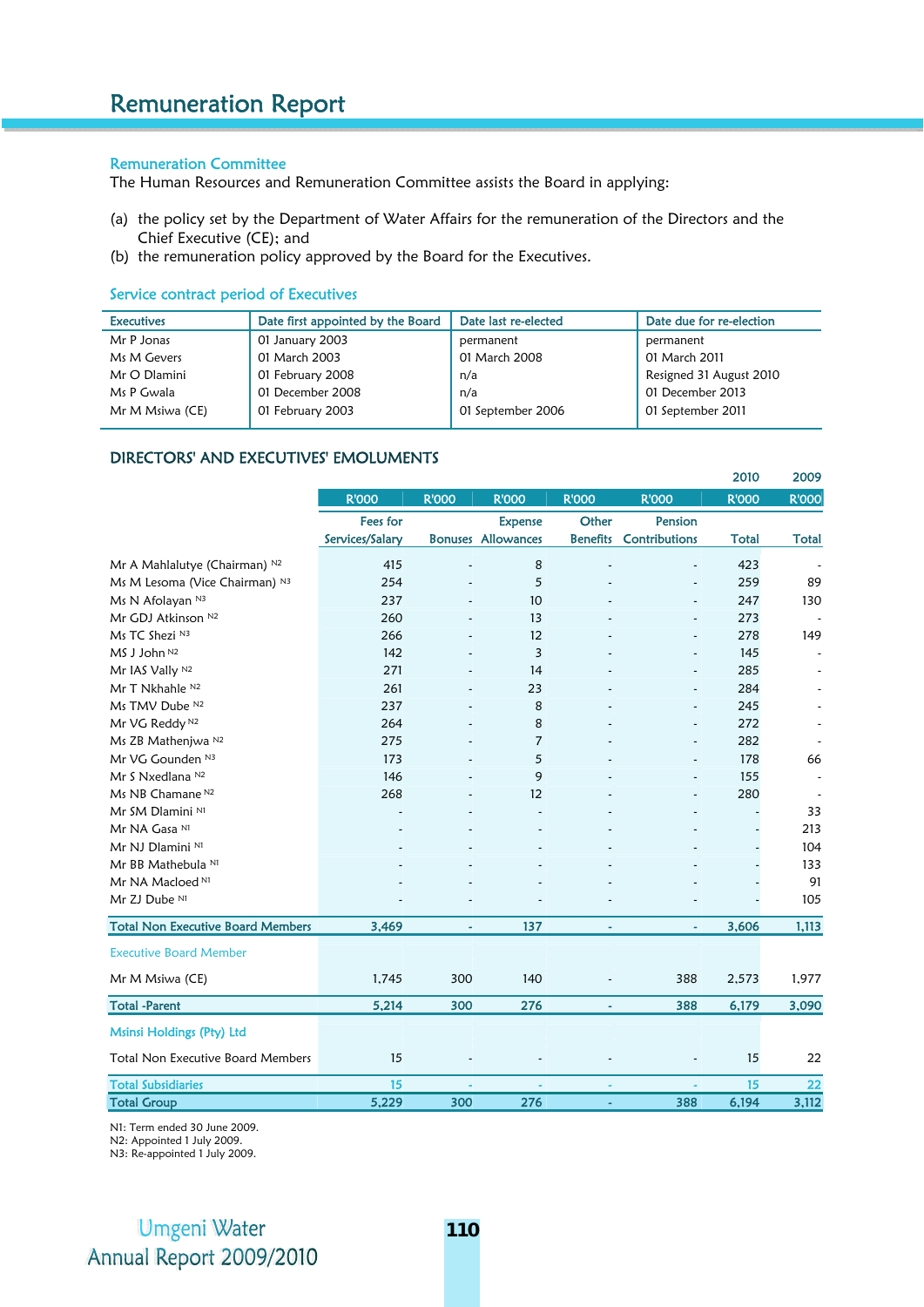# Remuneration Report

## Remuneration Committee

The Human Resources and Remuneration Committee assists the Board in applying:

(a) the policy set by the Department of Water Affairs for the remuneration of the Directors and the Chief Executive (CE); and
(b) the remuneration policy approved by the Board for the Executives.

## Service contract period of Executives

| Executives | Date first appointed by the Board | Date last re-elected | Date due for re-election |
|---|---|---|---|
| Mr P Jonas | 01 January 2003 | permanent | permanent |
| Ms M Gevers | 01 March 2003 | 01 March 2008 | 01 March 2011 |
| Mr O Dlamini | 01 February 2008 | n/a | Resigned 31 August 2010 |
| Ms P Gwala | 01 December 2008 | n/a | 01 December 2013 |
| Mr M Msiwa (CE) | 01 February 2003 | 01 September 2006 | 01 September 2011 |

## DIRECTORS' AND EXECUTIVES' EMOLUMENTS

| | | | | | | 2010 | 2009 |
|---|---|---|---|---|---|---|---|
| | R'000 | R'000 | R'000 | R'000 | R'000 | R'000 | R'000 |
| | Fees for Services/Salary | Bonuses | Expense Allowances | Other Benefits | Pension Contributions | Total | Total |
| Mr A Mahlalutye (Chairman) N2 | 415 | - | 8 | - | - | 423 | - |
| Ms M Lesoma (Vice Chairman) N3 | 254 | - | 5 | - | - | 259 | 89 |
| Ms N Afolayan N3 | 237 | - | 10 | - | - | 247 | 130 |
| Mr GDJ Atkinson N2 | 260 | - | 13 | - | - | 273 | - |
| Ms TC Shezi N3 | 266 | - | 12 | - | - | 278 | 149 |
| MS J John N2 | 142 | - | 3 | - | - | 145 | - |
| Mr IAS Vally N2 | 271 | - | 14 | - | - | 285 | - |
| Mr T Nkhahle N2 | 261 | - | 23 | - | - | 284 | - |
| Ms TMV Dube N2 | 237 | - | 8 | - | - | 245 | - |
| Mr VG Reddy N2 | 264 | - | 8 | - | - | 272 | - |
| Ms ZB Mathenjwa N2 | 275 | - | 7 | - | - | 282 | - |
| Mr VG Gounden N3 | 173 | - | 5 | - | - | 178 | 66 |
| Mr S Nxedlana N2 | 146 | - | 9 | - | - | 155 | - |
| Ms NB Chamane N2 | 268 | - | 12 | - | - | 280 | - |
| Mr SM Dlamini N1 | - | - | - | - | - | - | 33 |
| Mr NA Gasa N1 | - | - | - | - | - | - | 213 |
| Mr NJ Dlamini N1 | - | - | - | - | - | - | 104 |
| Mr BB Mathebula N1 | - | - | - | - | - | - | 133 |
| Mr NA Macloed N1 | - | - | - | - | - | - | 91 |
| Mr ZJ Dube N1 | - | - | - | - | - | - | 105 |
| **Total Non Executive Board Members** | **3,469** | **-** | **137** | **-** | **-** | **3,606** | **1,113** |
| Executive Board Member | | | | | | | |
| Mr M Msiwa (CE) | 1,745 | 300 | 140 | - | 388 | 2,573 | 1,977 |
| **Total -Parent** | **5,214** | **300** | **276** | **-** | **388** | **6,179** | **3,090** |
| Msinsi Holdings (Pty) Ltd | | | | | | | |
| Total Non Executive Board Members | 15 | - | - | - | - | 15 | 22 |
| **Total Subsidiaries** | **15** | **-** | **-** | **-** | **-** | **15** | **22** |
| **Total Group** | **5,229** | **300** | **276** | **-** | **388** | **6,194** | **3,112** |

N1: Term ended 30 June 2009.
N2: Appointed 1 July 2009.
N3: Re-appointed 1 July 2009.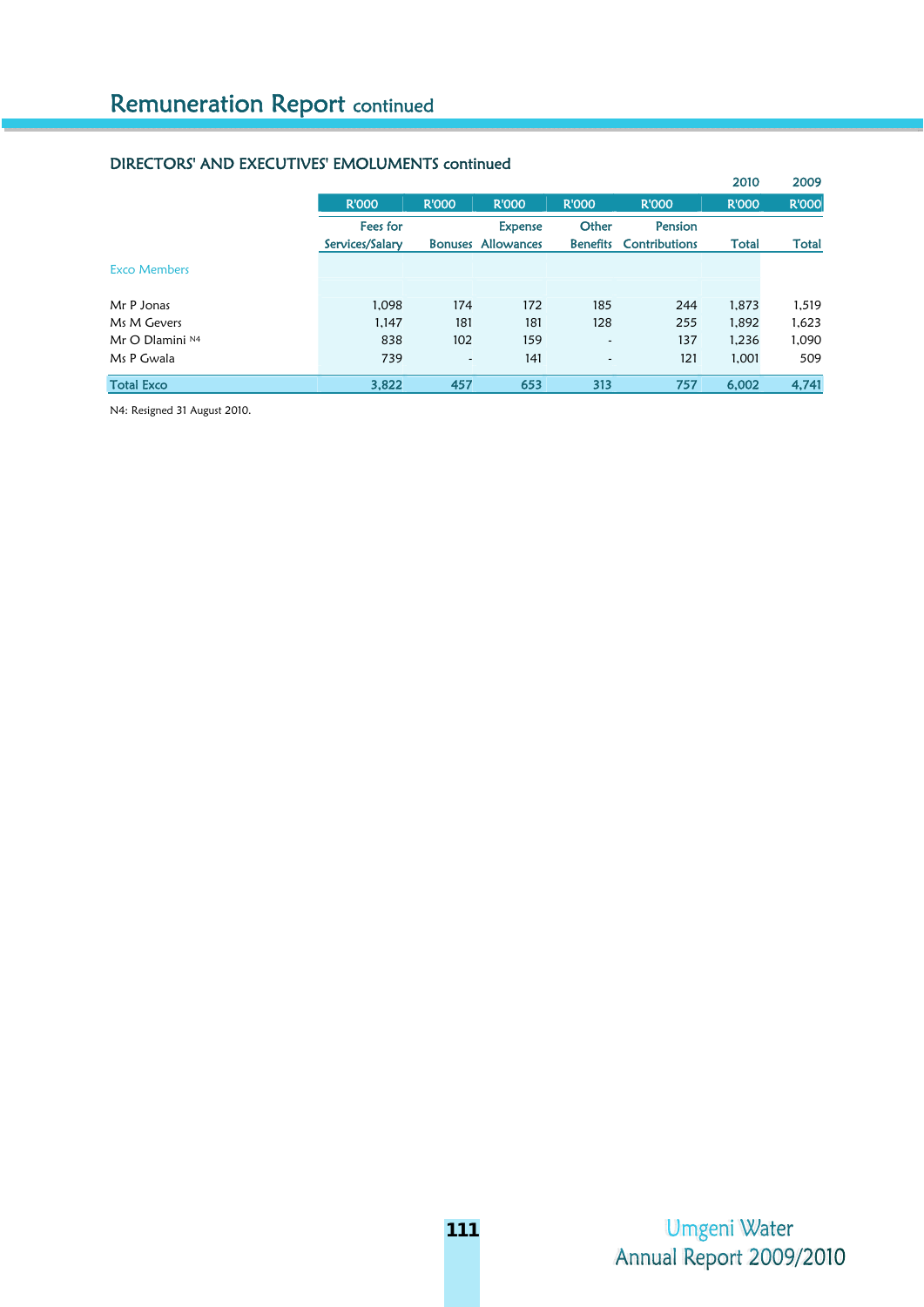# Remuneration Report continued

## DIRECTORS' AND EXECUTIVES' EMOLUMENTS continued

| | R'000 | R'000 | R'000 | R'000 | R'000 | 2010 R'000 | 2009 R'000 |
|---|---|---|---|---|---|---|---|
| | Fees for Services/Salary | Bonuses | Expense Allowances | Other Benefits | Pension Contributions | Total | Total |
| Exco Members | | | | | | | |
| Mr P Jonas | 1,098 | 174 | 172 | 185 | 244 | 1,873 | 1,519 |
| Ms M Gevers | 1,147 | 181 | 181 | 128 | 255 | 1,892 | 1,623 |
| Mr O Dlamini [N4] | 838 | 102 | 159 | - | 137 | 1,236 | 1,090 |
| Ms P Gwala | 739 | - | 141 | - | 121 | 1,001 | 509 |
| **Total Exco** | **3,822** | **457** | **653** | **313** | **757** | **6,002** | **4,741** |

N4: Resigned 31 August 2010.